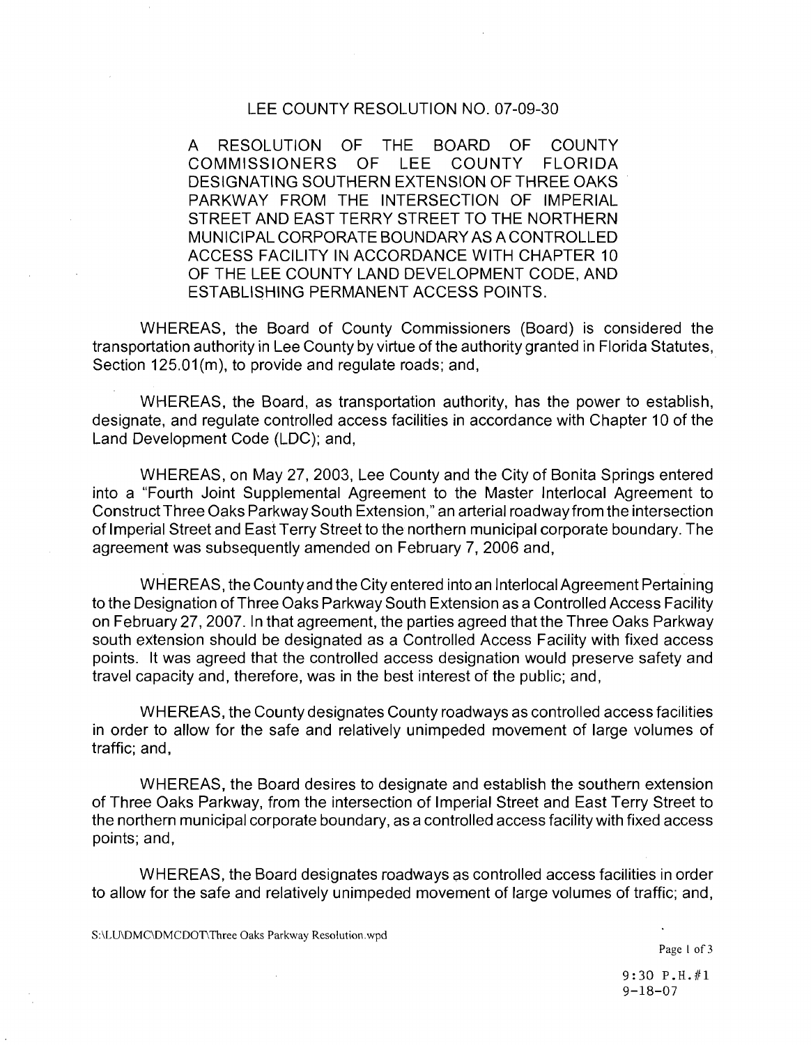# LEE COUNTY RESOLUTION NO. 07-09-30

A RESOLUTION OF THE BOARD OF COUNTY COMMISSIONERS OF LEE COUNTY FLORIDA DESIGNATING SOUTHERN EXTENSION OF THREE OAKS PARKWAY FROM THE INTERSECTION OF IMPERIAL STREET AND EAST TERRY STREET TO THE NORTHERN MUNICIPAL CORPORATE BOUNDARY AS A CONTROLLED ACCESS FACILITY IN ACCORDANCE WITH CHAPTER 10 OF THE LEE COUNTY LAND DEVELOPMENT CODE, AND ESTABLISHING PERMANENT ACCESS POINTS.

WHEREAS, the Board of County Commissioners (Board) is considered the transportation authority in Lee County by virtue of the authority granted in Florida Statutes, Section 125.01(m), to provide and regulate roads; and,

WHEREAS, the Board, as transportation authority, has the power to establish, designate, and regulate controlled access facilities in accordance with Chapter 10 of the Land Development Code (LDC); and,

WHEREAS, on May 27, 2003, Lee County and the City of Bonita Springs entered into a "Fourth Joint Supplemental Agreement to the Master Interlocal Agreement to Construct Three Oaks Parkway South Extension," an arterial roadway from the intersection of Imperial Street and East Terry Street to the northern municipal corporate boundary. The agreement was subsequently amended on February 7, 2006 and,

WHEREAS, the County and the City entered into an Interlocal Agreement Pertaining to the Designation of Three Oaks Parkway South Extension as a Controlled Access Facility on February 27, 2007. In that agreement, the parties agreed that the Three Oaks Parkway south extension should be designated as a Controlled Access Facility with fixed access points. It was agreed that the controlled access designation would preserve safety and travel capacity and, therefore, was in the best interest of the public; and,

WHEREAS, the County designates County roadways as controlled access facilities in order to allow for the safe and relatively unimpeded movement of large volumes of traffic; and,

WHEREAS, the Board desires to designate and establish the southern extension of Three Oaks Parkway, from the intersection of Imperial Street and East Terry Street to the northern municipal corporate boundary, as a controlled access facility with fixed access points; and,

WHEREAS, the Board designates roadways as controlled access facilities in order to allow for the safe and relatively unimpeded movement of large volumes of traffic; and,

S:\LU\DMC\DMCDOT\Three Oaks Parkway Resolution.wpd

9:30 P.H.#1
9-18-07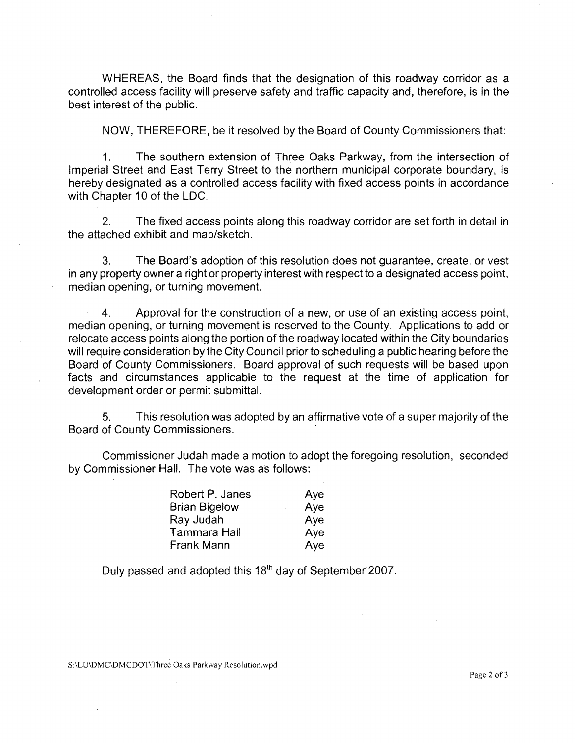WHEREAS, the Board finds that the designation of this roadway corridor as a controlled access facility will preserve safety and traffic capacity and, therefore, is in the best interest of the public.

NOW, THEREFORE, be it resolved by the Board of County Commissioners that:

1. The southern extension of Three Oaks Parkway, from the intersection of Imperial Street and East Terry Street to the northern municipal corporate boundary, is hereby designated as a controlled access facility with fixed access points in accordance with Chapter 10 of the LDC.

2. The fixed access points along this roadway corridor are set forth in detail in the attached exhibit and map/sketch.

3. The Board's adoption of this resolution does not guarantee, create, or vest in any property owner a right or property interest with respect to a designated access point, median opening, or turning movement.

4. Approval for the construction of a new, or use of an existing access point, median opening, or turning movement is reserved to the County. Applications to add or relocate access points along the portion of the roadway located within the City boundaries will require consideration by the City Council prior to scheduling a public hearing before the Board of County Commissioners. Board approval of such requests will be based upon facts and circumstances applicable to the request at the time of application for development order or permit submittal.

5. This resolution was adopted by an affirmative vote of a super majority of the Board of County Commissioners.

Commissioner Judah made a motion to adopt the foregoing resolution, seconded by Commissioner Hall. The vote was as follows:

| | |
|---|---|
| Robert P. Janes | Aye |
| Brian Bigelow | Aye |
| Ray Judah | Aye |
| Tammara Hall | Aye |
| Frank Mann | Aye |

Duly passed and adopted this 18th day of September 2007.

S:\LU\DMC\DMCDOT\Three Oaks Parkway Resolution.wpd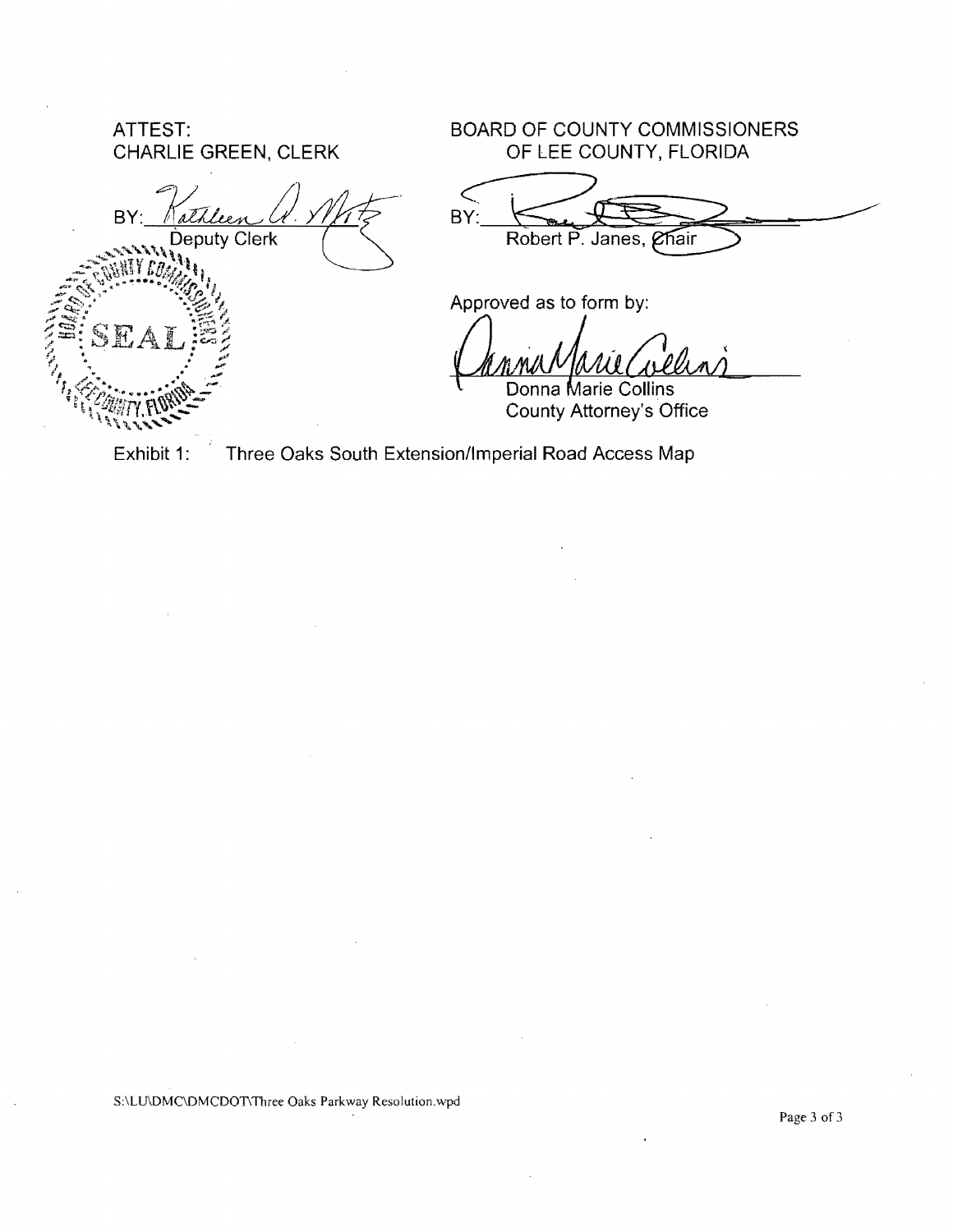ATTEST:
CHARLIE GREEN, CLERK

BY: Kathleen A. Mintz
Deputy Clerk

SEAL

BOARD OF COUNTY COMMISSIONERS
OF LEE COUNTY, FLORIDA

BY: ____________________
Robert P. Janes, Chair

Approved as to form by:

Donna Marie Collins
Donna Marie Collins
County Attorney's Office

Exhibit 1: Three Oaks South Extension/Imperial Road Access Map

S:\LU\DMC\DMCDOT\Three Oaks Parkway Resolution.wpd